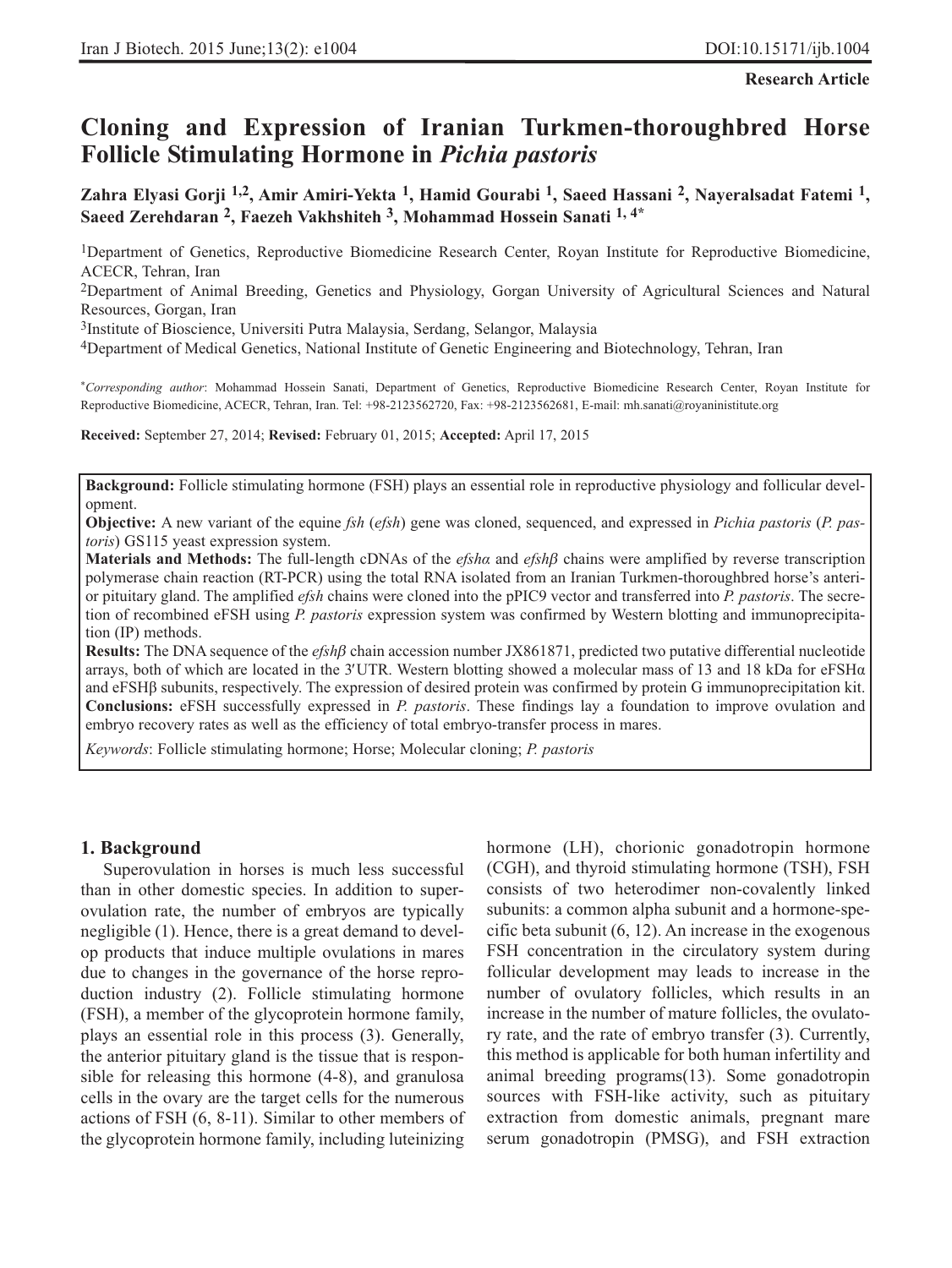Research Article

# Cloning and Expression of Iranian Turkmen-thoroughbred Horse Follicle Stimulating Hormone in *Pichia pastoris*

**Zahra Elyasi Gorji [1,2], Amir Amiri-Yekta [1], Hamid Gourabi [1], Saeed Hassani [2], Nayeralsadat Fatemi [1], Saeed Zerehdaran [2], Faezeh Vakhshiteh [3], Mohammad Hossein Sanati [1, 4*]**

[1]Department of Genetics, Reproductive Biomedicine Research Center, Royan Institute for Reproductive Biomedicine, ACECR, Tehran, Iran

[2]Department of Animal Breeding, Genetics and Physiology, Gorgan University of Agricultural Sciences and Natural Resources, Gorgan, Iran

[3]Institute of Bioscience, Universiti Putra Malaysia, Serdang, Selangor, Malaysia

[4]Department of Medical Genetics, National Institute of Genetic Engineering and Biotechnology, Tehran, Iran

[*]*Corresponding author*: Mohammad Hossein Sanati, Department of Genetics, Reproductive Biomedicine Research Center, Royan Institute for Reproductive Biomedicine, ACECR, Tehran, Iran. Tel: +98-2123562720, Fax: +98-2123562681, E-mail: mh.sanati@royaninistitute.org

**Received:** September 27, 2014; **Revised:** February 01, 2015; **Accepted:** April 17, 2015

**Background:** Follicle stimulating hormone (FSH) plays an essential role in reproductive physiology and follicular development.

**Objective:** A new variant of the equine *fsh* (*efsh*) gene was cloned, sequenced, and expressed in *Pichia pastoris* (*P. pastoris*) GS115 yeast expression system.

**Materials and Methods:** The full-length cDNAs of the *efshα* and *efshβ* chains were amplified by reverse transcription polymerase chain reaction (RT-PCR) using the total RNA isolated from an Iranian Turkmen-thoroughbred horse's anterior pituitary gland. The amplified *efsh* chains were cloned into the pPIC9 vector and transferred into *P. pastoris*. The secretion of recombined eFSH using *P. pastoris* expression system was confirmed by Western blotting and immunoprecipitation (IP) methods.

**Results:** The DNA sequence of the *efshβ* chain accession number JX861871, predicted two putative differential nucleotide arrays, both of which are located in the 3′UTR. Western blotting showed a molecular mass of 13 and 18 kDa for eFSHα and eFSHβ subunits, respectively. The expression of desired protein was confirmed by protein G immunoprecipitation kit.

**Conclusions:** eFSH successfully expressed in *P. pastoris*. These findings lay a foundation to improve ovulation and embryo recovery rates as well as the efficiency of total embryo-transfer process in mares.

*Keywords*: Follicle stimulating hormone; Horse; Molecular cloning; *P. pastoris*

## 1. Background

Superovulation in horses is much less successful than in other domestic species. In addition to superovulation rate, the number of embryos are typically negligible (1). Hence, there is a great demand to develop products that induce multiple ovulations in mares due to changes in the governance of the horse reproduction industry (2). Follicle stimulating hormone (FSH), a member of the glycoprotein hormone family, plays an essential role in this process (3). Generally, the anterior pituitary gland is the tissue that is responsible for releasing this hormone (4-8), and granulosa cells in the ovary are the target cells for the numerous actions of FSH (6, 8-11). Similar to other members of the glycoprotein hormone family, including luteinizing hormone (LH), chorionic gonadotropin hormone (CGH), and thyroid stimulating hormone (TSH), FSH consists of two heterodimer non-covalently linked subunits: a common alpha subunit and a hormone-specific beta subunit (6, 12). An increase in the exogenous FSH concentration in the circulatory system during follicular development may leads to increase in the number of ovulatory follicles, which results in an increase in the number of mature follicles, the ovulatory rate, and the rate of embryo transfer (3). Currently, this method is applicable for both human infertility and animal breeding programs(13). Some gonadotropin sources with FSH-like activity, such as pituitary extraction from domestic animals, pregnant mare serum gonadotropin (PMSG), and FSH extraction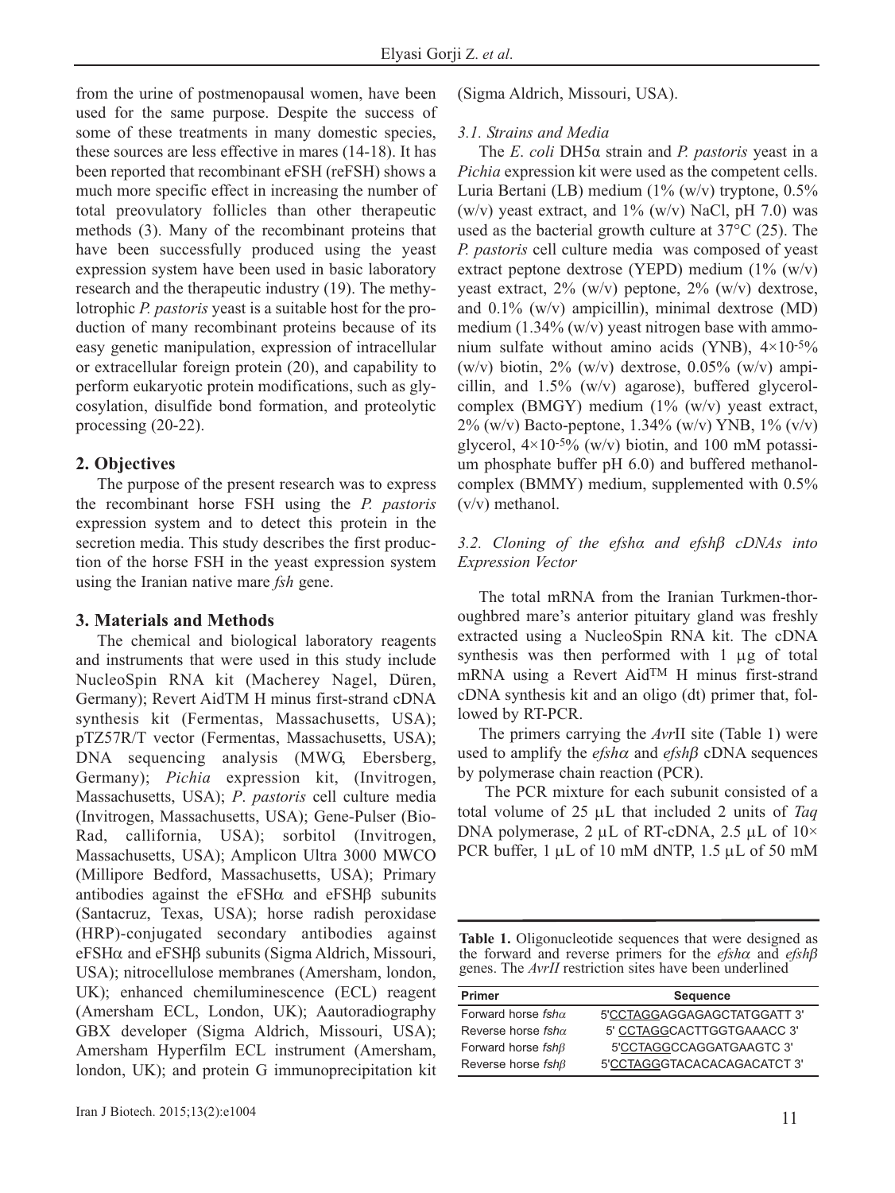from the urine of postmenopausal women, have been used for the same purpose. Despite the success of some of these treatments in many domestic species, these sources are less effective in mares (14-18). It has been reported that recombinant eFSH (reFSH) shows a much more specific effect in increasing the number of total preovulatory follicles than other therapeutic methods (3). Many of the recombinant proteins that have been successfully produced using the yeast expression system have been used in basic laboratory research and the therapeutic industry (19). The methylotrophic *P. pastoris* yeast is a suitable host for the production of many recombinant proteins because of its easy genetic manipulation, expression of intracellular or extracellular foreign protein (20), and capability to perform eukaryotic protein modifications, such as glycosylation, disulfide bond formation, and proteolytic processing (20-22).

## 2. Objectives

The purpose of the present research was to express the recombinant horse FSH using the *P. pastoris* expression system and to detect this protein in the secretion media. This study describes the first production of the horse FSH in the yeast expression system using the Iranian native mare *fsh* gene.

## 3. Materials and Methods

The chemical and biological laboratory reagents and instruments that were used in this study include NucleoSpin RNA kit (Macherey Nagel, Düren, Germany); Revert AidTM H minus first-strand cDNA synthesis kit (Fermentas, Massachusetts, USA); pTZ57R/T vector (Fermentas, Massachusetts, USA); DNA sequencing analysis (MWG, Ebersberg, Germany); *Pichia* expression kit, (Invitrogen, Massachusetts, USA); *P. pastoris* cell culture media (Invitrogen, Massachusetts, USA); Gene-Pulser (Bio-Rad, callifornia, USA); sorbitol (Invitrogen, Massachusetts, USA); Amplicon Ultra 3000 MWCO (Millipore Bedford, Massachusetts, USA); Primary antibodies against the eFSHα and eFSHβ subunits (Santacruz, Texas, USA); horse radish peroxidase (HRP)-conjugated secondary antibodies against eFSHα and eFSHβ subunits (Sigma Aldrich, Missouri, USA); nitrocellulose membranes (Amersham, london, UK); enhanced chemiluminescence (ECL) reagent (Amersham ECL, London, UK); Aautoradiography GBX developer (Sigma Aldrich, Missouri, USA); Amersham Hyperfilm ECL instrument (Amersham, london, UK); and protein G immunoprecipitation kit (Sigma Aldrich, Missouri, USA).

### *3.1. Strains and Media*

The *E. coli* DH5α strain and *P. pastoris* yeast in a *Pichia* expression kit were used as the competent cells. Luria Bertani (LB) medium (1% (w/v) tryptone, 0.5% (w/v) yeast extract, and 1% (w/v) NaCl, pH 7.0) was used as the bacterial growth culture at 37°C (25). The *P. pastoris* cell culture media was composed of yeast extract peptone dextrose (YEPD) medium (1% (w/v) yeast extract, 2% (w/v) peptone, 2% (w/v) dextrose, and 0.1% (w/v) ampicillin), minimal dextrose (MD) medium (1.34% (w/v) yeast nitrogen base with ammonium sulfate without amino acids (YNB), $4{\times}10^{-5}$% (w/v) biotin, 2% (w/v) dextrose, 0.05% (w/v) ampicillin, and 1.5% (w/v) agarose), buffered glycerol-complex (BMGY) medium (1% (w/v) yeast extract, 2% (w/v) Bacto-peptone, 1.34% (w/v) YNB, 1% (v/v) glycerol, $4{\times}10^{-5}$% (w/v) biotin, and 100 mM potassium phosphate buffer pH 6.0) and buffered methanol-complex (BMMY) medium, supplemented with 0.5% (v/v) methanol.

### *3.2. Cloning of the efshα and efshβ cDNAs into Expression Vector*

The total mRNA from the Iranian Turkmen-thoroughbred mare's anterior pituitary gland was freshly extracted using a NucleoSpin RNA kit. The cDNA synthesis was then performed with 1 μg of total mRNA using a Revert Aid™ H minus first-strand cDNA synthesis kit and an oligo (dt) primer that, followed by RT-PCR.

The primers carrying the *Avr*II site (Table 1) were used to amplify the *efshα* and *efshβ* cDNA sequences by polymerase chain reaction (PCR).

The PCR mixture for each subunit consisted of a total volume of 25 μL that included 2 units of *Taq* DNA polymerase, 2 μL of RT-cDNA, 2.5 μL of 10× PCR buffer, 1 μL of 10 mM dNTP, 1.5 μL of 50 mM

**Table 1.** Oligonucleotide sequences that were designed as the forward and reverse primers for the *efshα* and *efshβ* genes. The *AvrII* restriction sites have been underlined

| Primer | Sequence |
|---|---|
| Forward horse *fshα* | 5'<u>CCTAGG</u>AGGAGAGCTATGGATT 3' |
| Reverse horse *fshα* | 5' <u>CCTAGG</u>CACTTGGTGAAACC 3' |
| Forward horse *fshβ* | 5'<u>CCTAGG</u>CCAGGATGAAGTC 3' |
| Reverse horse *fshβ* | 5'<u>CCTAGG</u>GTACACACAGACATCT 3' |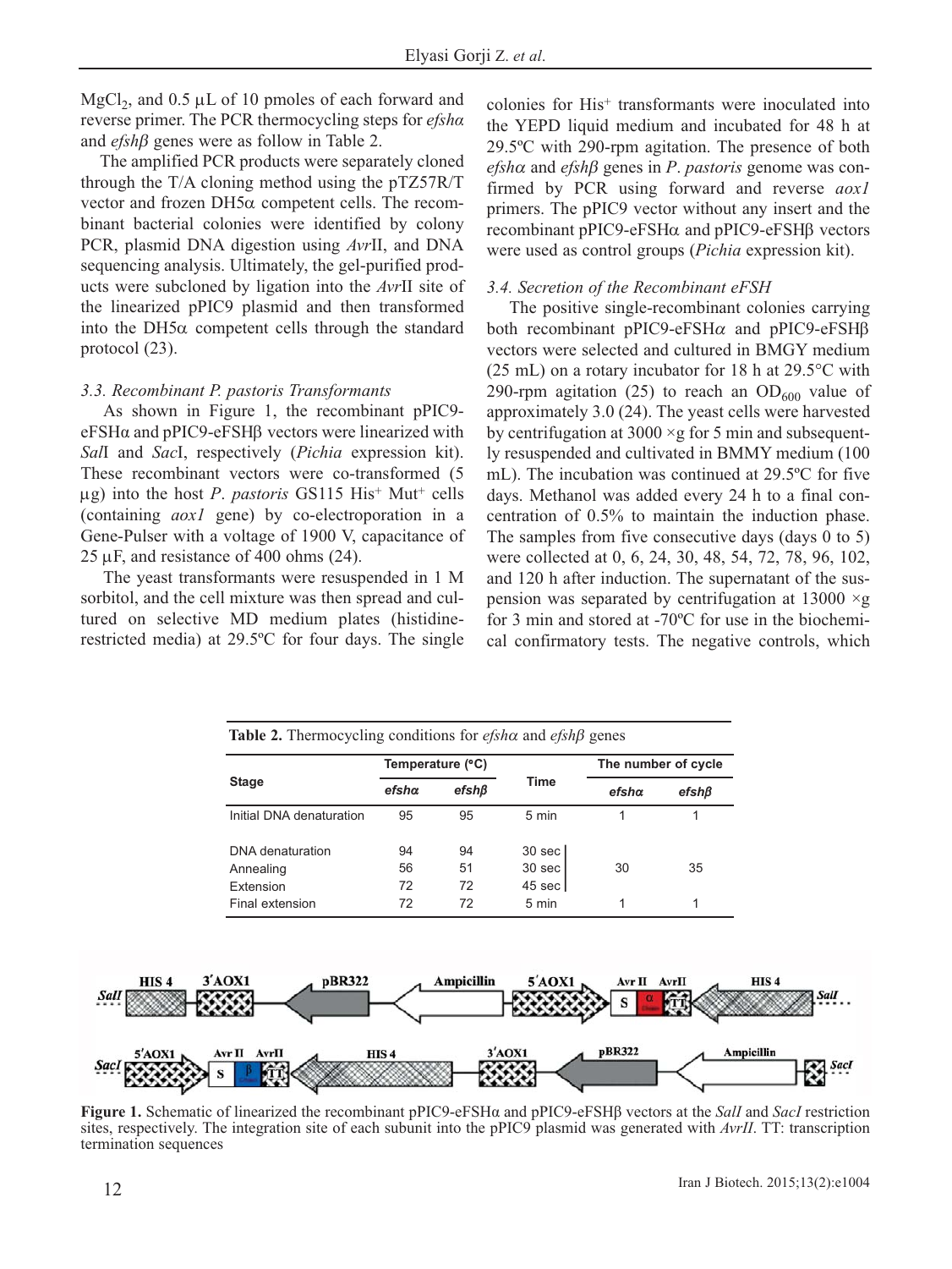$MgCl_2$, and 0.5 µL of 10 pmoles of each forward and reverse primer. The PCR thermocycling steps for *efshα* and *efshβ* genes were as follow in Table 2.

The amplified PCR products were separately cloned through the T/A cloning method using the pTZ57R/T vector and frozen DH5α competent cells. The recombinant bacterial colonies were identified by colony PCR, plasmid DNA digestion using *Avr*II, and DNA sequencing analysis. Ultimately, the gel-purified products were subcloned by ligation into the *Avr*II site of the linearized pPIC9 plasmid and then transformed into the DH5α competent cells through the standard protocol (23).

### 3.3. Recombinant *P. pastoris* Transformants

As shown in Figure 1, the recombinant pPIC9-eFSHα and pPIC9-eFSHβ vectors were linearized with *Sal*I and *Sac*I, respectively (*Pichia* expression kit). These recombinant vectors were co-transformed (5 µg) into the host *P. pastoris* GS115 His$^+$ Mut$^+$ cells (containing *aox1* gene) by co-electroporation in a Gene-Pulser with a voltage of 1900 V, capacitance of 25 µF, and resistance of 400 ohms (24).

The yeast transformants were resuspended in 1 M sorbitol, and the cell mixture was then spread and cultured on selective MD medium plates (histidine-restricted media) at 29.5ºC for four days. The single colonies for His$^+$ transformants were inoculated into the YEPD liquid medium and incubated for 48 h at 29.5ºC with 290-rpm agitation. The presence of both *efshα* and *efshβ* genes in *P. pastoris* genome was confirmed by PCR using forward and reverse *aox1* primers. The pPIC9 vector without any insert and the recombinant pPIC9-eFSHα and pPIC9-eFSHβ vectors were used as control groups (*Pichia* expression kit).

### 3.4. Secretion of the Recombinant eFSH

The positive single-recombinant colonies carrying both recombinant pPIC9-eFSHα and pPIC9-eFSHβ vectors were selected and cultured in BMGY medium (25 mL) on a rotary incubator for 18 h at 29.5°C with 290-rpm agitation (25) to reach an $OD_{600}$ value of approximately 3.0 (24). The yeast cells were harvested by centrifugation at 3000 ×g for 5 min and subsequently resuspended and cultivated in BMMY medium (100 mL). The incubation was continued at 29.5ºC for five days. Methanol was added every 24 h to a final concentration of 0.5% to maintain the induction phase. The samples from five consecutive days (days 0 to 5) were collected at 0, 6, 24, 30, 48, 54, 72, 78, 96, 102, and 120 h after induction. The supernatant of the suspension was separated by centrifugation at 13000 ×g for 3 min and stored at -70ºC for use in the biochemical confirmatory tests. The negative controls, which

**Table 2.** Thermocycling conditions for *efshα* and *efshβ* genes

| Stage | Temperature (°C) | | Time | The number of cycle | |
|---|---|---|---|---|---|
| | *efshα* | *efshβ* | | *efshα* | *efshβ* |
| Initial DNA denaturation | 95 | 95 | 5 min | 1 | 1 |
| DNA denaturation | 94 | 94 | 30 sec | 30 | 35 |
| Annealing | 56 | 51 | 30 sec | | |
| Extension | 72 | 72 | 45 sec | | |
| Final extension | 72 | 72 | 5 min | 1 | 1 |

**Figure 1.** Schematic of linearized the recombinant pPIC9-eFSHα and pPIC9-eFSHβ vectors at the *SalI* and *SacI* restriction sites, respectively. The integration site of each subunit into the pPIC9 plasmid was generated with *AvrII*. TT: transcription termination sequences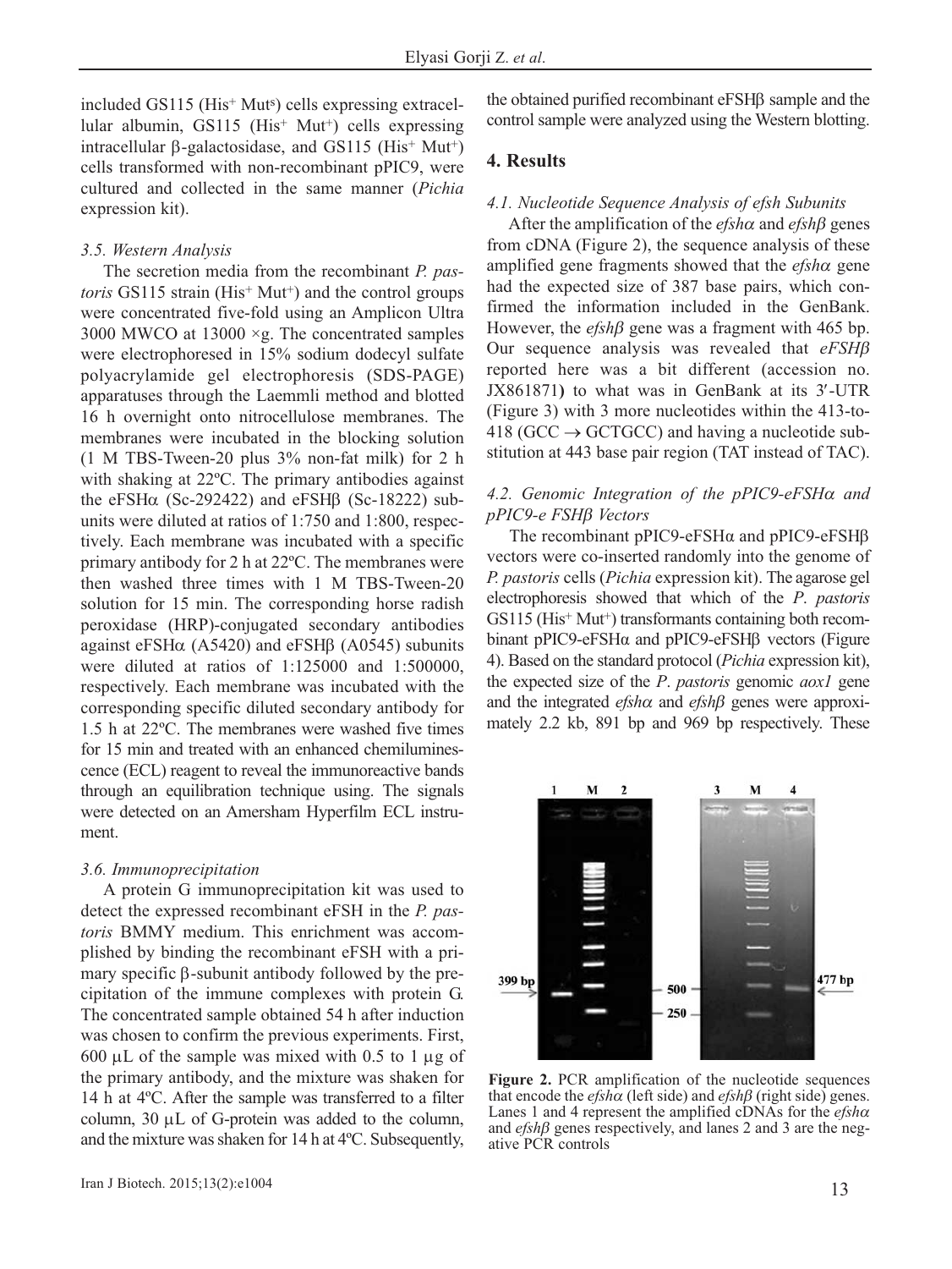included GS115 ($His^+$ $Mut^s$) cells expressing extracellular albumin, GS115 ($His^+$ $Mut^+$) cells expressing intracellular β-galactosidase, and GS115 ($His^+$ $Mut^+$) cells transformed with non-recombinant pPIC9, were cultured and collected in the same manner (*Pichia* expression kit).

### 3.5. Western Analysis

The secretion media from the recombinant *P. pastoris* GS115 strain ($His^+$ $Mut^+$) and the control groups were concentrated five-fold using an Amplicon Ultra 3000 MWCO at 13000 ×g. The concentrated samples were electrophoresed in 15% sodium dodecyl sulfate polyacrylamide gel electrophoresis (SDS-PAGE) apparatuses through the Laemmli method and blotted 16 h overnight onto nitrocellulose membranes. The membranes were incubated in the blocking solution (1 M TBS-Tween-20 plus 3% non-fat milk) for 2 h with shaking at 22ºC. The primary antibodies against the eFSHα (Sc-292422) and eFSHβ (Sc-18222) subunits were diluted at ratios of 1:750 and 1:800, respectively. Each membrane was incubated with a specific primary antibody for 2 h at 22ºC. The membranes were then washed three times with 1 M TBS-Tween-20 solution for 15 min. The corresponding horse radish peroxidase (HRP)-conjugated secondary antibodies against eFSHα (A5420) and eFSHβ (A0545) subunits were diluted at ratios of 1:125000 and 1:500000, respectively. Each membrane was incubated with the corresponding specific diluted secondary antibody for 1.5 h at 22ºC. The membranes were washed five times for 15 min and treated with an enhanced chemiluminescence (ECL) reagent to reveal the immunoreactive bands through an equilibration technique using. The signals were detected on an Amersham Hyperfilm ECL instrument.

### 3.6. Immunoprecipitation

A protein G immunoprecipitation kit was used to detect the expressed recombinant eFSH in the *P. pastoris* BMMY medium. This enrichment was accomplished by binding the recombinant eFSH with a primary specific β-subunit antibody followed by the precipitation of the immune complexes with protein G. The concentrated sample obtained 54 h after induction was chosen to confirm the previous experiments. First, 600 μL of the sample was mixed with 0.5 to 1 μg of the primary antibody, and the mixture was shaken for 14 h at 4ºC. After the sample was transferred to a filter column, 30 μL of G-protein was added to the column, and the mixture was shaken for 14 h at 4ºC. Subsequently, the obtained purified recombinant eFSHβ sample and the control sample were analyzed using the Western blotting.

## 4. Results

### 4.1. Nucleotide Sequence Analysis of efsh Subunits

After the amplification of the *efshα* and *efshβ* genes from cDNA (Figure 2), the sequence analysis of these amplified gene fragments showed that the *efshα* gene had the expected size of 387 base pairs, which confirmed the information included in the GenBank. However, the *efshβ* gene was a fragment with 465 bp. Our sequence analysis was revealed that *eFSHβ* reported here was a bit different (accession no. JX861871) to what was in GenBank at its 3′-UTR (Figure 3) with 3 more nucleotides within the 413-to-418 (GCC → GCTGCC) and having a nucleotide substitution at 443 base pair region (TAT instead of TAC).

### 4.2. Genomic Integration of the pPIC9-eFSHα and pPIC9-e FSHβ Vectors

The recombinant pPIC9-eFSHα and pPIC9-eFSHβ vectors were co-inserted randomly into the genome of *P. pastoris* cells (*Pichia* expression kit). The agarose gel electrophoresis showed that which of the *P. pastoris* GS115 ($His^+$ $Mut^+$) transformants containing both recombinant pPIC9-eFSHα and pPIC9-eFSHβ vectors (Figure 4). Based on the standard protocol (*Pichia* expression kit), the expected size of the *P. pastoris* genomic *aox1* gene and the integrated *efshα* and *efshβ* genes were approximately 2.2 kb, 891 bp and 969 bp respectively. These

**Figure 2.** PCR amplification of the nucleotide sequences that encode the *efshα* (left side) and *efshβ* (right side) genes. Lanes 1 and 4 represent the amplified cDNAs for the *efshα* and *efshβ* genes respectively, and lanes 2 and 3 are the negative PCR controls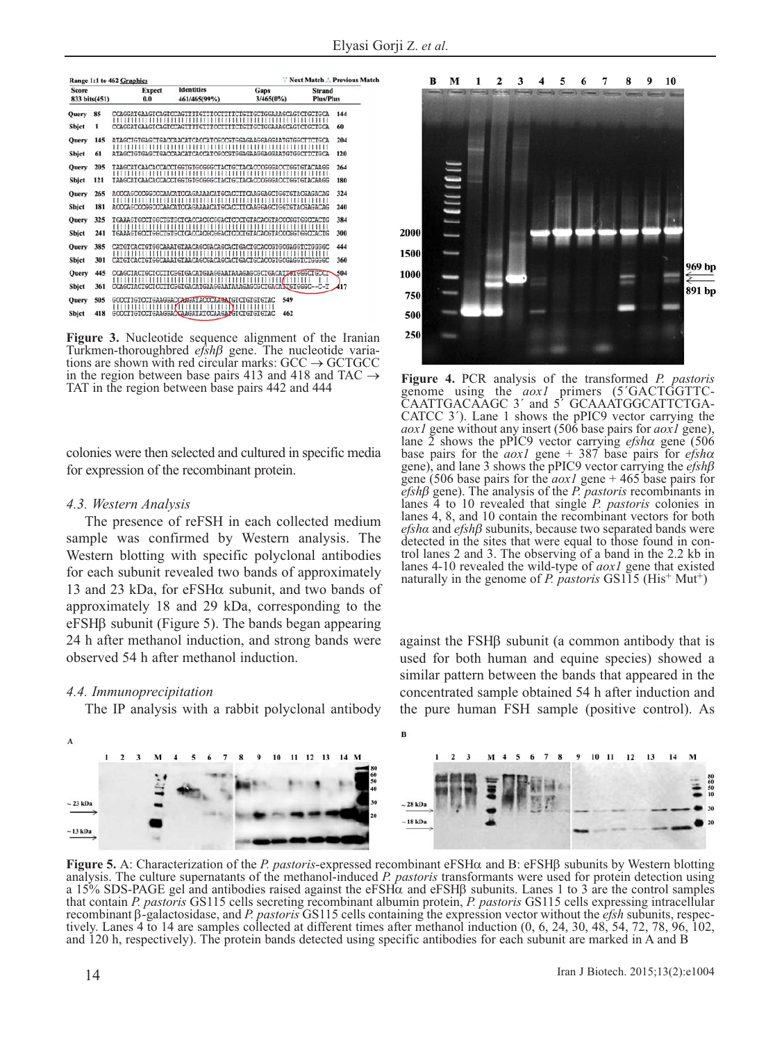**Figure 3.** Nucleotide sequence alignment of the Iranian Turkmen-thoroughbred *efshβ* gene. The nucleotide variations are shown with red circular marks: GCC → GCTGCC in the region between base pairs 413 and 418 and TAC → TAT in the region between base pairs 442 and 444

**Figure 4.** PCR analysis of the transformed *P. pastoris* genome using the *aox1* primers (5´GACTGGTTC-CAATTGACAAGC 3´ and 5´ GCAAATGGCATTCTGA-CATCC 3´). Lane 1 shows the pPIC9 vector carrying the *aox1* gene without any insert (506 base pairs for *aox1* gene), lane 2 shows the pPIC9 vector carrying *efshα* gene (506 base pairs for the *aox1* gene + 387 base pairs for *efshα* gene), and lane 3 shows the pPIC9 vector carrying the *efshβ* gene (506 base pairs for the *aox1* gene + 465 base pairs for *efshβ* gene). The analysis of the *P. pastoris* recombinants in lanes 4 to 10 revealed that single *P. pastoris* colonies in lanes 4, 8, and 10 contain the recombinant vectors for both *efshα* and *efshβ* subunits, because two separated bands were detected in the sites that were equal to those found in control lanes 2 and 3. The observing of a band in the 2.2 kb in lanes 4-10 revealed the wild-type of *aox1* gene that existed naturally in the genome of *P. pastoris* GS115 ($His^+$ $Mut^+$)

colonies were then selected and cultured in specific media for expression of the recombinant protein.

### 4.3. Western Analysis

The presence of reFSH in each collected medium sample was confirmed by Western analysis. The Western blotting with specific polyclonal antibodies for each subunit revealed two bands of approximately 13 and 23 kDa, for eFSHα subunit, and two bands of approximately 18 and 29 kDa, corresponding to the eFSHβ subunit (Figure 5). The bands began appearing 24 h after methanol induction, and strong bands were observed 54 h after methanol induction.

### 4.4. Immunoprecipitation

The IP analysis with a rabbit polyclonal antibody against the FSHβ subunit (a common antibody that is used for both human and equine species) showed a similar pattern between the bands that appeared in the concentrated sample obtained 54 h after induction and the pure human FSH sample (positive control). As

**Figure 5.** A: Characterization of the *P. pastoris*-expressed recombinant eFSHα and B: eFSHβ subunits by Western blotting analysis. The culture supernatants of the methanol-induced *P. pastoris* transformants were used for protein detection using a 15% SDS-PAGE gel and antibodies raised against the eFSHα and eFSHβ subunits. Lanes 1 to 3 are the control samples that contain *P. pastoris* GS115 cells secreting recombinant albumin protein, *P. pastoris* GS115 cells expressing intracellular recombinant β-galactosidase, and *P. pastoris* GS115 cells containing the expression vector without the *efsh* subunits, respectively. Lanes 4 to 14 are samples collected at different times after methanol induction (0, 6, 24, 30, 48, 54, 72, 78, 96, 102, and 120 h, respectively). The protein bands detected using specific antibodies for each subunit are marked in A and B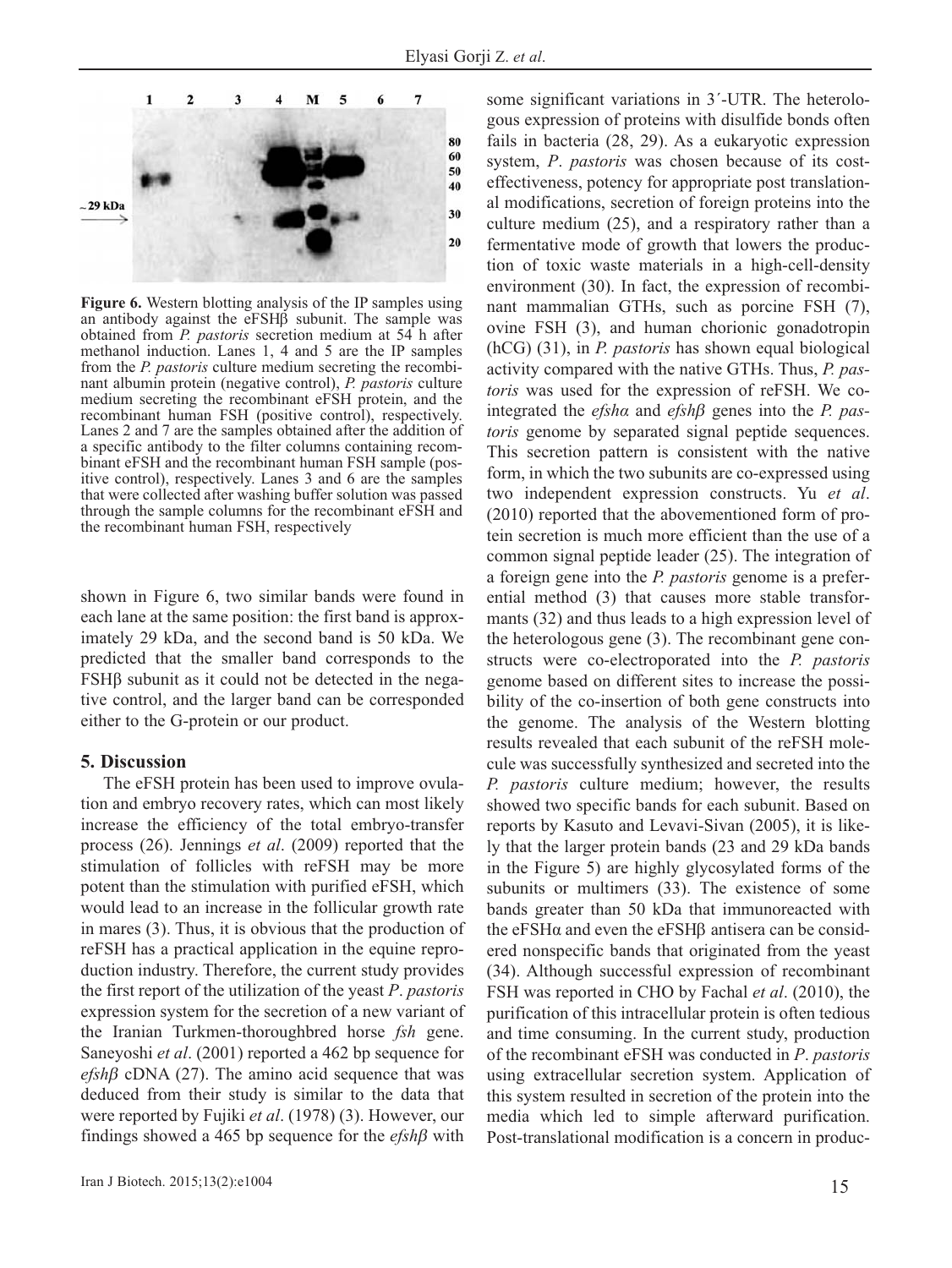**Figure 6.** Western blotting analysis of the IP samples using an antibody against the eFSHβ subunit. The sample was obtained from *P. pastoris* secretion medium at 54 h after methanol induction. Lanes 1, 4 and 5 are the IP samples from the *P. pastoris* culture medium secreting the recombinant albumin protein (negative control), *P. pastoris* culture medium secreting the recombinant eFSH protein, and the recombinant human FSH (positive control), respectively. Lanes 2 and 7 are the samples obtained after the addition of a specific antibody to the filter columns containing recombinant eFSH and the recombinant human FSH sample (positive control), respectively. Lanes 3 and 6 are the samples that were collected after washing buffer solution was passed through the sample columns for the recombinant eFSH and the recombinant human FSH, respectively

shown in Figure 6, two similar bands were found in each lane at the same position: the first band is approximately 29 kDa, and the second band is 50 kDa. We predicted that the smaller band corresponds to the FSHβ subunit as it could not be detected in the negative control, and the larger band can be corresponded either to the G-protein or our product.

## 5. Discussion

The eFSH protein has been used to improve ovulation and embryo recovery rates, which can most likely increase the efficiency of the total embryo-transfer process (26). Jennings *et al*. (2009) reported that the stimulation of follicles with reFSH may be more potent than the stimulation with purified eFSH, which would lead to an increase in the follicular growth rate in mares (3). Thus, it is obvious that the production of reFSH has a practical application in the equine reproduction industry. Therefore, the current study provides the first report of the utilization of the yeast *P*. *pastoris* expression system for the secretion of a new variant of the Iranian Turkmen-thoroughbred horse *fsh* gene. Saneyoshi *et al*. (2001) reported a 462 bp sequence for *efshβ* cDNA (27). The amino acid sequence that was deduced from their study is similar to the data that were reported by Fujiki *et al*. (1978) (3). However, our findings showed a 465 bp sequence for the *efshβ* with some significant variations in 3´-UTR. The heterologous expression of proteins with disulfide bonds often fails in bacteria (28, 29). As a eukaryotic expression system, *P*. *pastoris* was chosen because of its cost-effectiveness, potency for appropriate post translational modifications, secretion of foreign proteins into the culture medium (25), and a respiratory rather than a fermentative mode of growth that lowers the production of toxic waste materials in a high-cell-density environment (30). In fact, the expression of recombinant mammalian GTHs, such as porcine FSH (7), ovine FSH (3), and human chorionic gonadotropin (hCG) (31), in *P. pastoris* has shown equal biological activity compared with the native GTHs. Thus, *P. pastoris* was used for the expression of reFSH. We co-integrated the *efshα* and *efshβ* genes into the *P. pastoris* genome by separated signal peptide sequences. This secretion pattern is consistent with the native form, in which the two subunits are co-expressed using two independent expression constructs. Yu *et al*. (2010) reported that the abovementioned form of protein secretion is much more efficient than the use of a common signal peptide leader (25). The integration of a foreign gene into the *P. pastoris* genome is a preferential method (3) that causes more stable transformants (32) and thus leads to a high expression level of the heterologous gene (3). The recombinant gene constructs were co-electroporated into the *P. pastoris* genome based on different sites to increase the possibility of the co-insertion of both gene constructs into the genome. The analysis of the Western blotting results revealed that each subunit of the reFSH molecule was successfully synthesized and secreted into the *P. pastoris* culture medium; however, the results showed two specific bands for each subunit. Based on reports by Kasuto and Levavi-Sivan (2005), it is likely that the larger protein bands (23 and 29 kDa bands in the Figure 5) are highly glycosylated forms of the subunits or multimers (33). The existence of some bands greater than 50 kDa that immunoreacted with the eFSHα and even the eFSHβ antisera can be considered nonspecific bands that originated from the yeast (34). Although successful expression of recombinant FSH was reported in CHO by Fachal *et al*. (2010), the purification of this intracellular protein is often tedious and time consuming. In the current study, production of the recombinant eFSH was conducted in *P*. *pastoris* using extracellular secretion system. Application of this system resulted in secretion of the protein into the media which led to simple afterward purification. Post-translational modification is a concern in produc-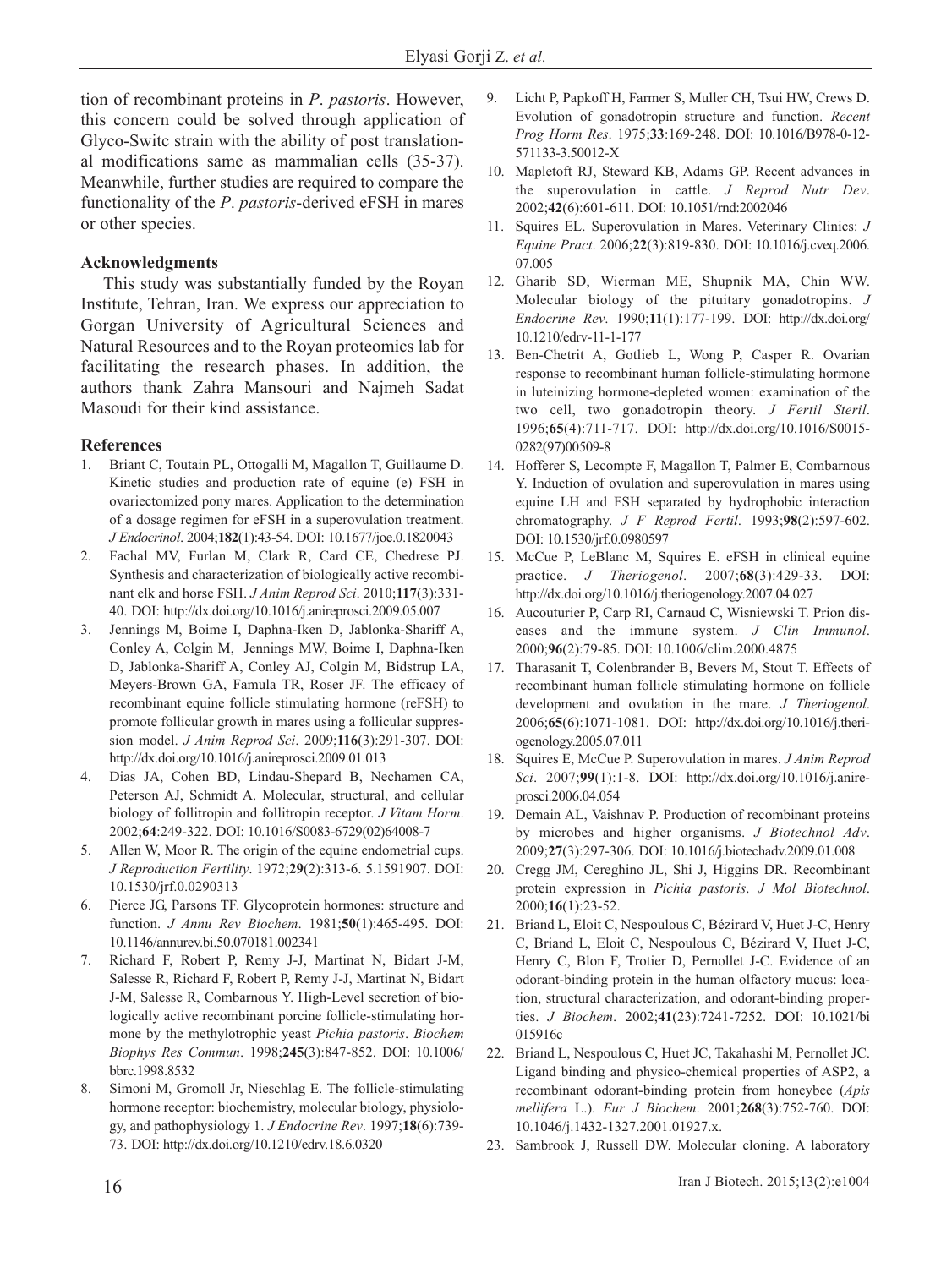tion of recombinant proteins in *P. pastoris*. However, this concern could be solved through application of Glyco-Switc strain with the ability of post translational modifications same as mammalian cells (35-37). Meanwhile, further studies are required to compare the functionality of the *P. pastoris*-derived eFSH in mares or other species.

### Acknowledgments

This study was substantially funded by the Royan Institute, Tehran, Iran. We express our appreciation to Gorgan University of Agricultural Sciences and Natural Resources and to the Royan proteomics lab for facilitating the research phases. In addition, the authors thank Zahra Mansouri and Najmeh Sadat Masoudi for their kind assistance.

### References

1. Briant C, Toutain PL, Ottogalli M, Magallon T, Guillaume D. Kinetic studies and production rate of equine (e) FSH in ovariectomized pony mares. Application to the determination of a dosage regimen for eFSH in a superovulation treatment. *J Endocrinol*. 2004;**182**(1):43-54. DOI: 10.1677/joe.0.1820043
2. Fachal MV, Furlan M, Clark R, Card CE, Chedrese PJ. Synthesis and characterization of biologically active recombinant elk and horse FSH. *J Anim Reprod Sci*. 2010;**117**(3):331-40. DOI: http://dx.doi.org/10.1016/j.anireprosci.2009.05.007
3. Jennings M, Boime I, Daphna-Iken D, Jablonka-Shariff A, Conley A, Colgin M, Jennings MW, Boime I, Daphna-Iken D, Jablonka-Shariff A, Conley AJ, Colgin M, Bidstrup LA, Meyers-Brown GA, Famula TR, Roser JF. The efficacy of recombinant equine follicle stimulating hormone (reFSH) to promote follicular growth in mares using a follicular suppression model. *J Anim Reprod Sci*. 2009;**116**(3):291-307. DOI: http://dx.doi.org/10.1016/j.anireprosci.2009.01.013
4. Dias JA, Cohen BD, Lindau-Shepard B, Nechamen CA, Peterson AJ, Schmidt A. Molecular, structural, and cellular biology of follitropin and follitropin receptor. *J Vitam Horm*. 2002;**64**:249-322. DOI: 10.1016/S0083-6729(02)64008-7
5. Allen W, Moor R. The origin of the equine endometrial cups. *J Reproduction Fertility*. 1972;**29**(2):313-6. 5.1591907. DOI: 10.1530/jrf.0.0290313
6. Pierce JG, Parsons TF. Glycoprotein hormones: structure and function. *J Annu Rev Biochem*. 1981;**50**(1):465-495. DOI: 10.1146/annurev.bi.50.070181.002341
7. Richard F, Robert P, Remy J-J, Martinat N, Bidart J-M, Salesse R, Richard F, Robert P, Remy J-J, Martinat N, Bidart J-M, Salesse R, Combarnous Y. High-Level secretion of biologically active recombinant porcine follicle-stimulating hormone by the methylotrophic yeast *Pichia pastoris*. *Biochem Biophys Res Commun*. 1998;**245**(3):847-852. DOI: 10.1006/bbrc.1998.8532
8. Simoni M, Gromoll Jr, Nieschlag E. The follicle-stimulating hormone receptor: biochemistry, molecular biology, physiology, and pathophysiology 1. *J Endocrine Rev*. 1997;**18**(6):739-73. DOI: http://dx.doi.org/10.1210/edrv.18.6.0320
9. Licht P, Papkoff H, Farmer S, Muller CH, Tsui HW, Crews D. Evolution of gonadotropin structure and function. *Recent Prog Horm Res*. 1975;**33**:169-248. DOI: 10.1016/B978-0-12-571133-3.50012-X
10. Mapletoft RJ, Steward KB, Adams GP. Recent advances in the superovulation in cattle. *J Reprod Nutr Dev*. 2002;**42**(6):601-611. DOI: 10.1051/rnd:2002046
11. Squires EL. Superovulation in Mares. Veterinary Clinics: *J Equine Pract*. 2006;**22**(3):819-830. DOI: 10.1016/j.cveq.2006.07.005
12. Gharib SD, Wierman ME, Shupnik MA, Chin WW. Molecular biology of the pituitary gonadotropins. *J Endocrine Rev*. 1990;**11**(1):177-199. DOI: http://dx.doi.org/10.1210/edrv-11-1-177
13. Ben-Chetrit A, Gotlieb L, Wong P, Casper R. Ovarian response to recombinant human follicle-stimulating hormone in luteinizing hormone-depleted women: examination of the two cell, two gonadotropin theory. *J Fertil Steril*. 1996;**65**(4):711-717. DOI: http://dx.doi.org/10.1016/S0015-0282(97)00509-8
14. Hofferer S, Lecompte F, Magallon T, Palmer E, Combarnous Y. Induction of ovulation and superovulation in mares using equine LH and FSH separated by hydrophobic interaction chromatography. *J F Reprod Fertil*. 1993;**98**(2):597-602. DOI: 10.1530/jrf.0.0980597
15. McCue P, LeBlanc M, Squires E. eFSH in clinical equine practice. *J Theriogenol*. 2007;**68**(3):429-33. DOI: http://dx.doi.org/10.1016/j.theriogenology.2007.04.027
16. Aucouturier P, Carp RI, Carnaud C, Wisniewski T. Prion diseases and the immune system. *J Clin Immunol*. 2000;**96**(2):79-85. DOI: 10.1006/clim.2000.4875
17. Tharasanit T, Colenbrander B, Bevers M, Stout T. Effects of recombinant human follicle stimulating hormone on follicle development and ovulation in the mare. *J Theriogenol*. 2006;**65**(6):1071-1081. DOI: http://dx.doi.org/10.1016/j.theriogenology.2005.07.011
18. Squires E, McCue P. Superovulation in mares. *J Anim Reprod Sci*. 2007;**99**(1):1-8. DOI: http://dx.doi.org/10.1016/j.anireprosci.2006.04.054
19. Demain AL, Vaishnav P. Production of recombinant proteins by microbes and higher organisms. *J Biotechnol Adv*. 2009;**27**(3):297-306. DOI: 10.1016/j.biotechadv.2009.01.008
20. Cregg JM, Cereghino JL, Shi J, Higgins DR. Recombinant protein expression in *Pichia pastoris*. *J Mol Biotechnol*. 2000;**16**(1):23-52.
21. Briand L, Eloit C, Nespoulous C, Bézirard V, Huet J-C, Henry C, Briand L, Eloit C, Nespoulous C, Bézirard V, Huet J-C, Henry C, Blon F, Trotier D, Pernollet J-C. Evidence of an odorant-binding protein in the human olfactory mucus: location, structural characterization, and odorant-binding properties. *J Biochem*. 2002;**41**(23):7241-7252. DOI: 10.1021/bi015916c
22. Briand L, Nespoulous C, Huet JC, Takahashi M, Pernollet JC. Ligand binding and physico-chemical properties of ASP2, a recombinant odorant-binding protein from honeybee (*Apis mellifera* L.). *Eur J Biochem*. 2001;**268**(3):752-760. DOI: 10.1046/j.1432-1327.2001.01927.x.
23. Sambrook J, Russell DW. Molecular cloning. A laboratory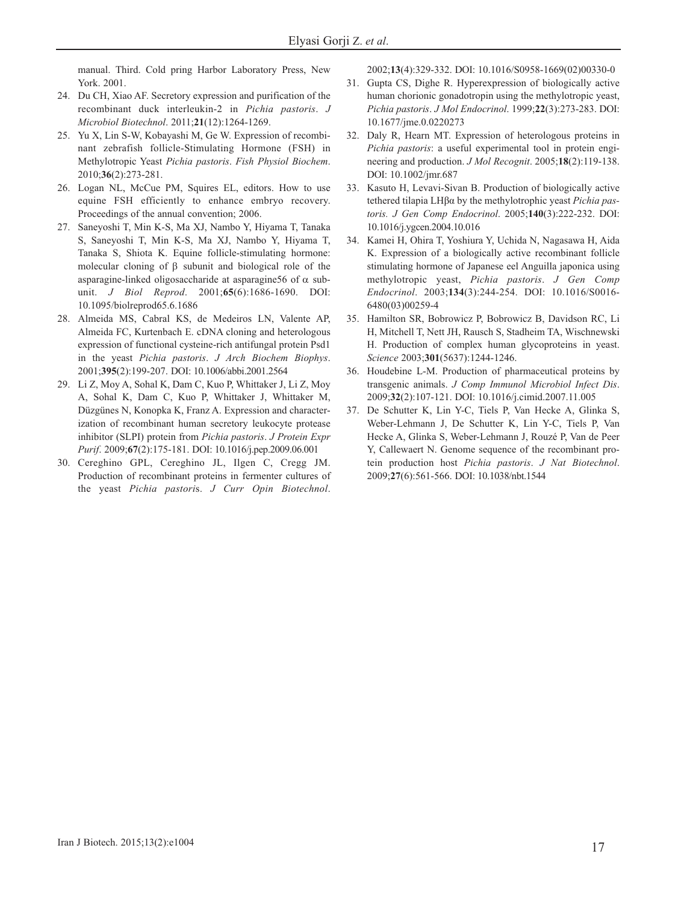manual. Third. Cold pring Harbor Laboratory Press, New York. 2001.

24. Du CH, Xiao AF. Secretory expression and purification of the recombinant duck interleukin-2 in *Pichia pastoris*. *J Microbiol Biotechnol*. 2011;**21**(12):1264-1269.
25. Yu X, Lin S-W, Kobayashi M, Ge W. Expression of recombinant zebrafish follicle-Stimulating Hormone (FSH) in Methylotropic Yeast *Pichia pastoris*. *Fish Physiol Biochem*. 2010;**36**(2):273-281.
26. Logan NL, McCue PM, Squires EL, editors. How to use equine FSH efficiently to enhance embryo recovery. Proceedings of the annual convention; 2006.
27. Saneyoshi T, Min K-S, Ma XJ, Nambo Y, Hiyama T, Tanaka S, Saneyoshi T, Min K-S, Ma XJ, Nambo Y, Hiyama T, Tanaka S, Shiota K. Equine follicle-stimulating hormone: molecular cloning of β subunit and biological role of the asparagine-linked oligosaccharide at asparagine56 of α subunit. *J Biol Reprod*. 2001;**65**(6):1686-1690. DOI: 10.1095/biolreprod65.6.1686
28. Almeida MS, Cabral KS, de Medeiros LN, Valente AP, Almeida FC, Kurtenbach E. cDNA cloning and heterologous expression of functional cysteine-rich antifungal protein Psd1 in the yeast *Pichia pastoris*. *J Arch Biochem Biophys*. 2001;**395**(2):199-207. DOI: 10.1006/abbi.2001.2564
29. Li Z, Moy A, Sohal K, Dam C, Kuo P, Whittaker J, Li Z, Moy A, Sohal K, Dam C, Kuo P, Whittaker J, Whittaker M, Düzgünes N, Konopka K, Franz A. Expression and characterization of recombinant human secretory leukocyte protease inhibitor (SLPI) protein from *Pichia pastoris*. *J Protein Expr Purif*. 2009;**67**(2):175-181. DOI: 10.1016/j.pep.2009.06.001
30. Cereghino GPL, Cereghino JL, Ilgen C, Cregg JM. Production of recombinant proteins in fermenter cultures of the yeast *Pichia pastoris*. *J Curr Opin Biotechnol*. 2002;**13**(4):329-332. DOI: 10.1016/S0958-1669(02)00330-0
31. Gupta CS, Dighe R. Hyperexpression of biologically active human chorionic gonadotropin using the methylotropic yeast, *Pichia pastoris*. *J Mol Endocrinol*. 1999;**22**(3):273-283. DOI: 10.1677/jme.0.0220273
32. Daly R, Hearn MT. Expression of heterologous proteins in *Pichia pastoris*: a useful experimental tool in protein engineering and production. *J Mol Recognit*. 2005;**18**(2):119-138. DOI: 10.1002/jmr.687
33. Kasuto H, Levavi-Sivan B. Production of biologically active tethered tilapia LHβα by the methylotrophic yeast *Pichia pastoris*. *J Gen Comp Endocrinol*. 2005;**140**(3):222-232. DOI: 10.1016/j.ygcen.2004.10.016
34. Kamei H, Ohira T, Yoshiura Y, Uchida N, Nagasawa H, Aida K. Expression of a biologically active recombinant follicle stimulating hormone of Japanese eel Anguilla japonica using methylotropic yeast, *Pichia pastoris*. *J Gen Comp Endocrinol*. 2003;**134**(3):244-254. DOI: 10.1016/S0016-6480(03)00259-4
35. Hamilton SR, Bobrowicz P, Bobrowicz B, Davidson RC, Li H, Mitchell T, Nett JH, Rausch S, Stadheim TA, Wischnewski H. Production of complex human glycoproteins in yeast. *Science* 2003;**301**(5637):1244-1246.
36. Houdebine L-M. Production of pharmaceutical proteins by transgenic animals. *J Comp Immunol Microbiol Infect Dis*. 2009;**32**(2):107-121. DOI: 10.1016/j.cimid.2007.11.005
37. De Schutter K, Lin Y-C, Tiels P, Van Hecke A, Glinka S, Weber-Lehmann J, De Schutter K, Lin Y-C, Tiels P, Van Hecke A, Glinka S, Weber-Lehmann J, Rouzé P, Van de Peer Y, Callewaert N. Genome sequence of the recombinant protein production host *Pichia pastoris*. *J Nat Biotechnol*. 2009;**27**(6):561-566. DOI: 10.1038/nbt.1544